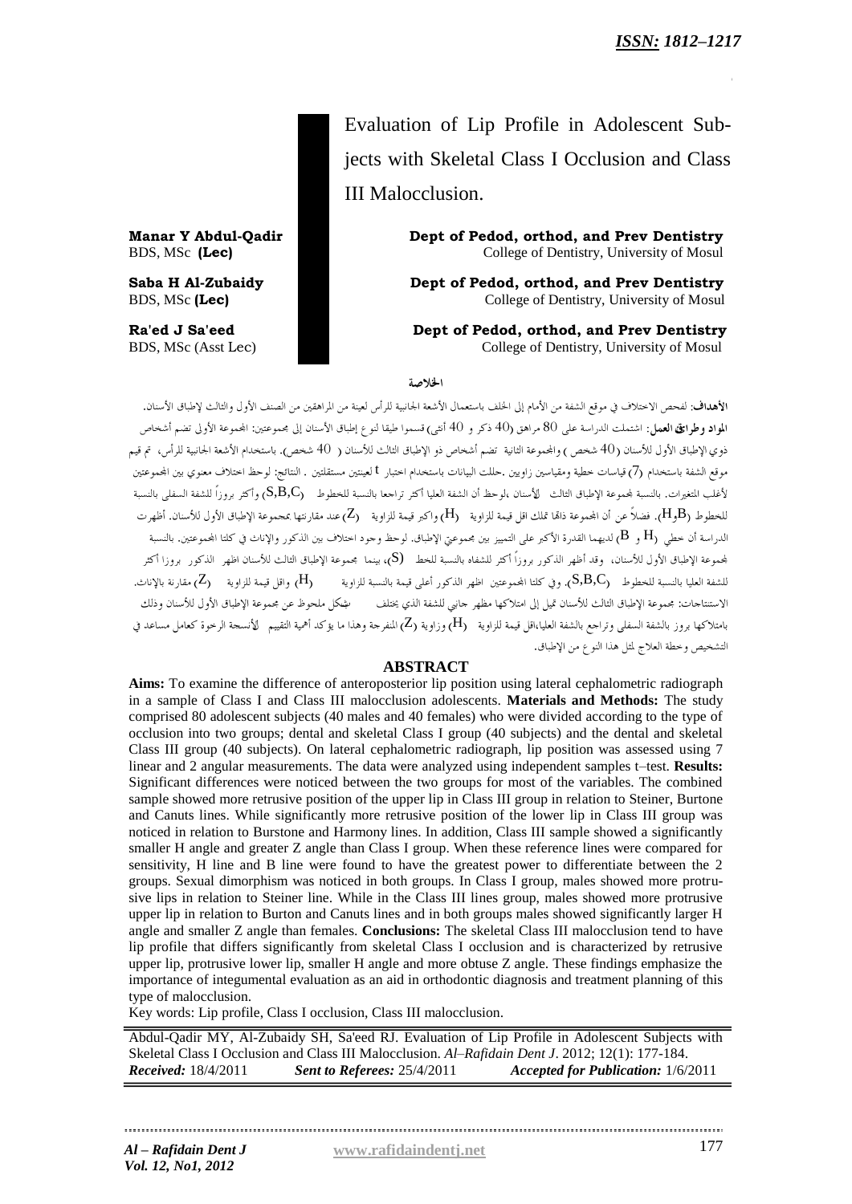ISSN: 1812–1217

# Evaluation of Lip Profile in Adolescent Subjects with Skeletal Class I Occlusion and Class III Malocclusion.

**Manar Y Abdul-Qadir**
BDS, MSc **(Lec)**
**Dept of Pedod, orthod, and Prev Dentistry**
College of Dentistry, University of Mosul

**Saba H Al-Zubaidy**
BDS, MSc **(Lec)**
**Dept of Pedod, orthod, and Prev Dentistry**
College of Dentistry, University of Mosul

**Ra'ed J Sa'eed**
BDS, MSc (Asst Lec)
**Dept of Pedod, orthod, and Prev Dentistry**
College of Dentistry, University of Mosul

## الخلاصة

**الأهداف**: لفحص الاختلاف في موقع الشفة من الأمام إلى الخلف باستعمال الأشعة الجانبية للرأس لعينة من المراهقين من الصنف الأول والثالث لإطباق الأسنان. **المواد وطرائق العمل**: اشتملت الدراسة على 80 مراهق (40 ذكر و 40 أنثى) قسموا طبقا لنوع إطباق الأسنان إلى مجموعتين: المجموعة الأولى تضم أشخاص ذوي الإطباق الأول للأسنان (40 شخص) والمجموعة الثانية تضم أشخاص ذو الإطباق الثالث للأسنان (40 شخص). باستخدام الأشعة الجانبية للرأس، تم قيم موقع الشفة باستخدام (7) قياسات خطية ومقياسين زاويين .حللت البيانات باستخدام اختبار t لعينتين مستقلتين . النتائج: لوحظ اختلاف معنوي بين المجموعتين لأغلب المتغيرات. بالنسبة لمجموعة الإطباق الثالث للأسنان ،لوحظ أن الشفة العليا أكثر تراجعا بالنسبة للخطوط (S,B,C) وأكثر بروزاً للشفة السفلى بالنسبة للخطوط (H,B). فضلاً عن أن المجموعة ذاتها تملك اقل قيمة للزاوية (H) واكبر قيمة للزاوية (Z) عند مقارنتها بمجموعة الإطباق الأول للأسنان. أظهرت الدراسة أن خطي (H و B) لديهما القدرة الأكبر على التمييز بين مجموعتي الإطباق. لوحظ وجود اختلاف بين الذكور والإناث في كلتا المجموعتين. بالنسبة لمجموعة الإطباق الأول للأسنان، وقد أظهر الذكور بروزاً أكثر للشفاه بالنسبة للخط (S)، بينما مجموعة الإطباق الثالث للأسنان اظهر الذكور بروزا أكثر للشفة العليا بالنسبة للخطوط (S,B,C). وفي كلتا المجموعتين اظهر الذكور أعلى قيمة بالنسبة للزاوية (H) واقل قيمة للزاوية (Z) مقارنة بالإناث. الاستنتاجات: مجموعة الإطباق الثالث للأسنان تميل إلى امتلاكها مظهر جانبي للشفة الذي يختلف بشكل ملحوظ عن مجموعة الإطباق الأول للأسنان وذلك بامتلاكها بروز بالشفة السفلى وتراجع بالشفة العليا،اقل قيمة للزاوية (H) وزاوية (Z) المنفرجة وهذا ما يؤكد أهمية التقييم للأنسجة الرخوة كعامل مساعد في التشخيص وخطة العلاج لمثل هذا النوع من الإطباق.

## ABSTRACT

**Aims:** To examine the difference of anteroposterior lip position using lateral cephalometric radiograph in a sample of Class I and Class III malocclusion adolescents. **Materials and Methods:** The study comprised 80 adolescent subjects (40 males and 40 females) who were divided according to the type of occlusion into two groups; dental and skeletal Class I group (40 subjects) and the dental and skeletal Class III group (40 subjects). On lateral cephalometric radiograph, lip position was assessed using 7 linear and 2 angular measurements. The data were analyzed using independent samples t–test. **Results:** Significant differences were noticed between the two groups for most of the variables. The combined sample showed more retrusive position of the upper lip in Class III group in relation to Steiner, Burtone and Canuts lines. While significantly more retrusive position of the lower lip in Class III group was noticed in relation to Burstone and Harmony lines. In addition, Class III sample showed a significantly smaller H angle and greater Z angle than Class I group. When these reference lines were compared for sensitivity, H line and B line were found to have the greatest power to differentiate between the 2 groups. Sexual dimorphism was noticed in both groups. In Class I group, males showed more protrusive lips in relation to Steiner line. While in the Class III lines group, males showed more protrusive upper lip in relation to Burton and Canuts lines and in both groups males showed significantly larger H angle and smaller Z angle than females. **Conclusions:** The skeletal Class III malocclusion tend to have lip profile that differs significantly from skeletal Class I occlusion and is characterized by retrusive upper lip, protrusive lower lip, smaller H angle and more obtuse Z angle. These findings emphasize the importance of integumental evaluation as an aid in orthodontic diagnosis and treatment planning of this type of malocclusion.

Key words: Lip profile, Class I occlusion, Class III malocclusion.

Abdul-Qadir MY, Al-Zubaidy SH, Sa'eed RJ. Evaluation of Lip Profile in Adolescent Subjects with Skeletal Class I Occlusion and Class III Malocclusion. *Al–Rafidain Dent J*. 2012; 12(1): 177-184.
***Received:*** 18/4/2011 ***Sent to Referees:*** 25/4/2011 ***Accepted for Publication:*** 1/6/2011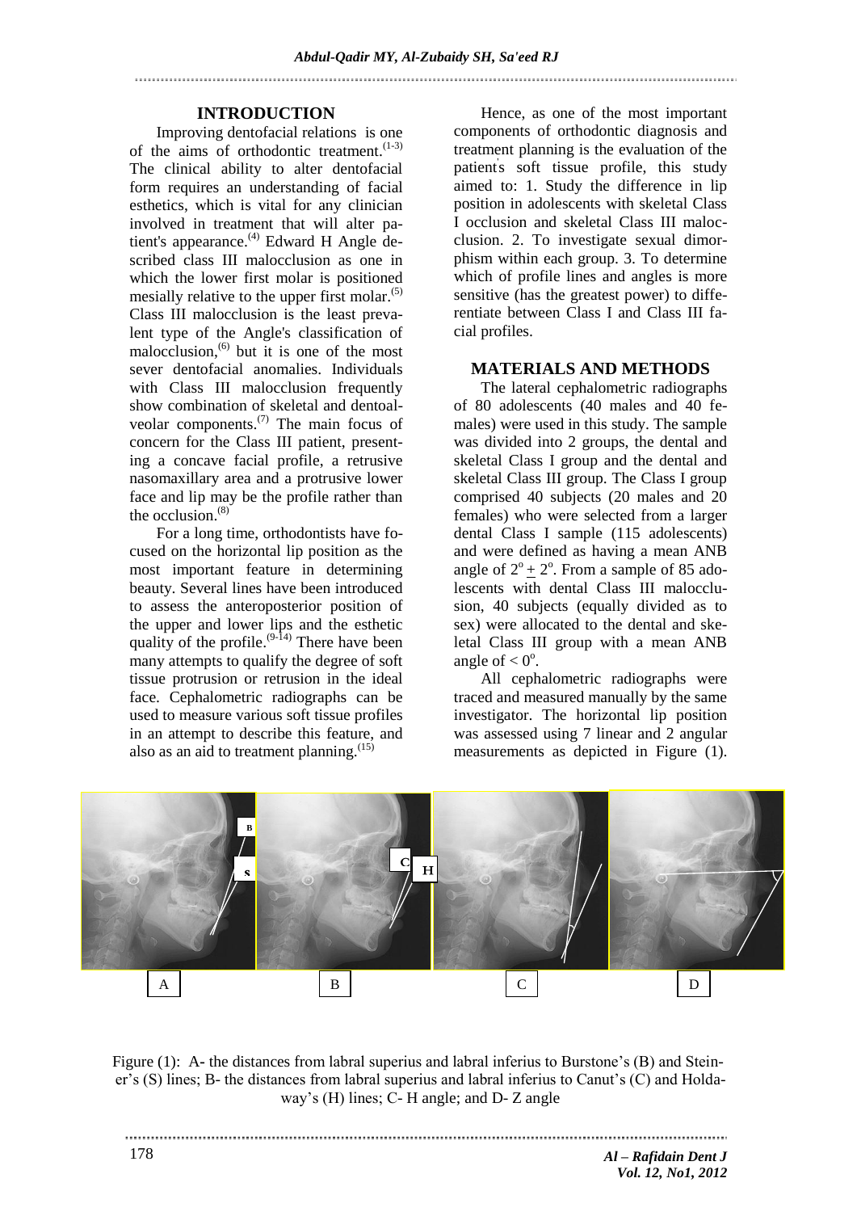## INTRODUCTION

Improving dentofacial relations is one of the aims of orthodontic treatment.[1-3] The clinical ability to alter dentofacial form requires an understanding of facial esthetics, which is vital for any clinician involved in treatment that will alter patient's appearance.[4] Edward H Angle described class III malocclusion as one in which the lower first molar is positioned mesially relative to the upper first molar.[5] Class III malocclusion is the least prevalent type of the Angle's classification of malocclusion,[6] but it is one of the most sever dentofacial anomalies. Individuals with Class III malocclusion frequently show combination of skeletal and dentoalveolar components.[7] The main focus of concern for the Class III patient, presenting a concave facial profile, a retrusive nasomaxillary area and a protrusive lower face and lip may be the profile rather than the occlusion.[8]

For a long time, orthodontists have focused on the horizontal lip position as the most important feature in determining beauty. Several lines have been introduced to assess the anteroposterior position of the upper and lower lips and the esthetic quality of the profile.[9-14] There have been many attempts to qualify the degree of soft tissue protrusion or retrusion in the ideal face. Cephalometric radiographs can be used to measure various soft tissue profiles in an attempt to describe this feature, and also as an aid to treatment planning.[15]

Hence, as one of the most important components of orthodontic diagnosis and treatment planning is the evaluation of the patients soft tissue profile, this study aimed to: 1. Study the difference in lip position in adolescents with skeletal Class I occlusion and skeletal Class III malocclusion. 2. To investigate sexual dimorphism within each group. 3. To determine which of profile lines and angles is more sensitive (has the greatest power) to differentiate between Class I and Class III facial profiles.

## MATERIALS AND METHODS

The lateral cephalometric radiographs of 80 adolescents (40 males and 40 females) were used in this study. The sample was divided into 2 groups, the dental and skeletal Class I group and the dental and skeletal Class III group. The Class I group comprised 40 subjects (20 males and 20 females) who were selected from a larger dental Class I sample (115 adolescents) and were defined as having a mean ANB angle of $2^o \pm 2^o$. From a sample of 85 adolescents with dental Class III malocclusion, 40 subjects (equally divided as to sex) were allocated to the dental and skeletal Class III group with a mean ANB angle of $< 0^o$.

All cephalometric radiographs were traced and measured manually by the same investigator. The horizontal lip position was assessed using 7 linear and 2 angular measurements as depicted in Figure (1).

Figure (1): A- the distances from labral superius and labral inferius to Burstone's (B) and Steiner's (S) lines; B- the distances from labral superius and labral inferius to Canut's (C) and Holdaway's (H) lines; C- H angle; and D- Z angle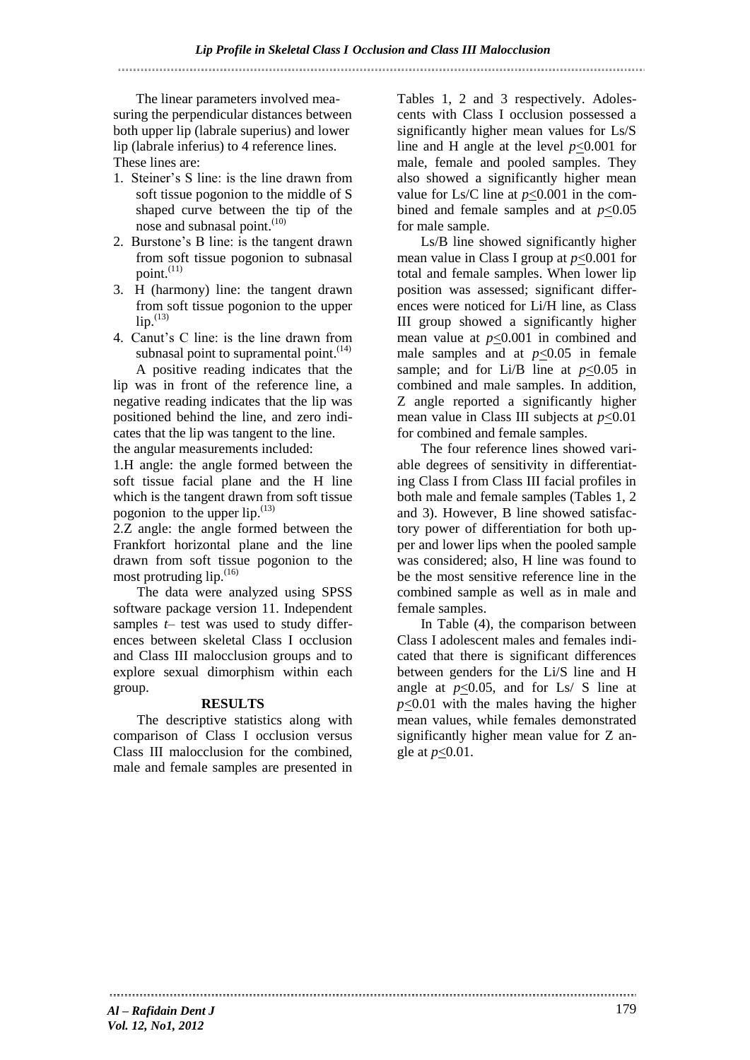The linear parameters involved measuring the perpendicular distances between both upper lip (labrale superius) and lower lip (labrale inferius) to 4 reference lines. These lines are:

1. Steiner's S line: is the line drawn from soft tissue pogonion to the middle of S shaped curve between the tip of the nose and subnasal point.[10]
2. Burstone's B line: is the tangent drawn from soft tissue pogonion to subnasal point.[11]
3. H (harmony) line: the tangent drawn from soft tissue pogonion to the upper lip.[13]
4. Canut's C line: is the line drawn from subnasal point to supramental point.[14]

A positive reading indicates that the lip was in front of the reference line, a negative reading indicates that the lip was positioned behind the line, and zero indicates that the lip was tangent to the line.

the angular measurements included:

1.H angle: the angle formed between the soft tissue facial plane and the H line which is the tangent drawn from soft tissue pogonion to the upper lip.[13]

2.Z angle: the angle formed between the Frankfort horizontal plane and the line drawn from soft tissue pogonion to the most protruding lip.[16]

The data were analyzed using SPSS software package version 11. Independent samples *t*– test was used to study differences between skeletal Class I occlusion and Class III malocclusion groups and to explore sexual dimorphism within each group.

## RESULTS

The descriptive statistics along with comparison of Class I occlusion versus Class III malocclusion for the combined, male and female samples are presented in Tables 1, 2 and 3 respectively. Adolescents with Class I occlusion possessed a significantly higher mean values for Ls/S line and H angle at the level $p \leq 0.001$ for male, female and pooled samples. They also showed a significantly higher mean value for Ls/C line at $p \leq 0.001$ in the combined and female samples and at $p \leq 0.05$ for male sample.

Ls/B line showed significantly higher mean value in Class I group at $p \leq 0.001$ for total and female samples. When lower lip position was assessed; significant differences were noticed for Li/H line, as Class III group showed a significantly higher mean value at $p \leq 0.001$ in combined and male samples and at $p \leq 0.05$ in female sample; and for Li/B line at $p \leq 0.05$ in combined and male samples. In addition, Z angle reported a significantly higher mean value in Class III subjects at $p \leq 0.01$ for combined and female samples.

The four reference lines showed variable degrees of sensitivity in differentiating Class I from Class III facial profiles in both male and female samples (Tables 1, 2 and 3). However, B line showed satisfactory power of differentiation for both upper and lower lips when the pooled sample was considered; also, H line was found to be the most sensitive reference line in the combined sample as well as in male and female samples.

In Table (4), the comparison between Class I adolescent males and females indicated that there is significant differences between genders for the Li/S line and H angle at $p \leq 0.05$, and for Ls/ S line at $p \leq 0.01$ with the males having the higher mean values, while females demonstrated significantly higher mean value for Z angle at $p \leq 0.01$.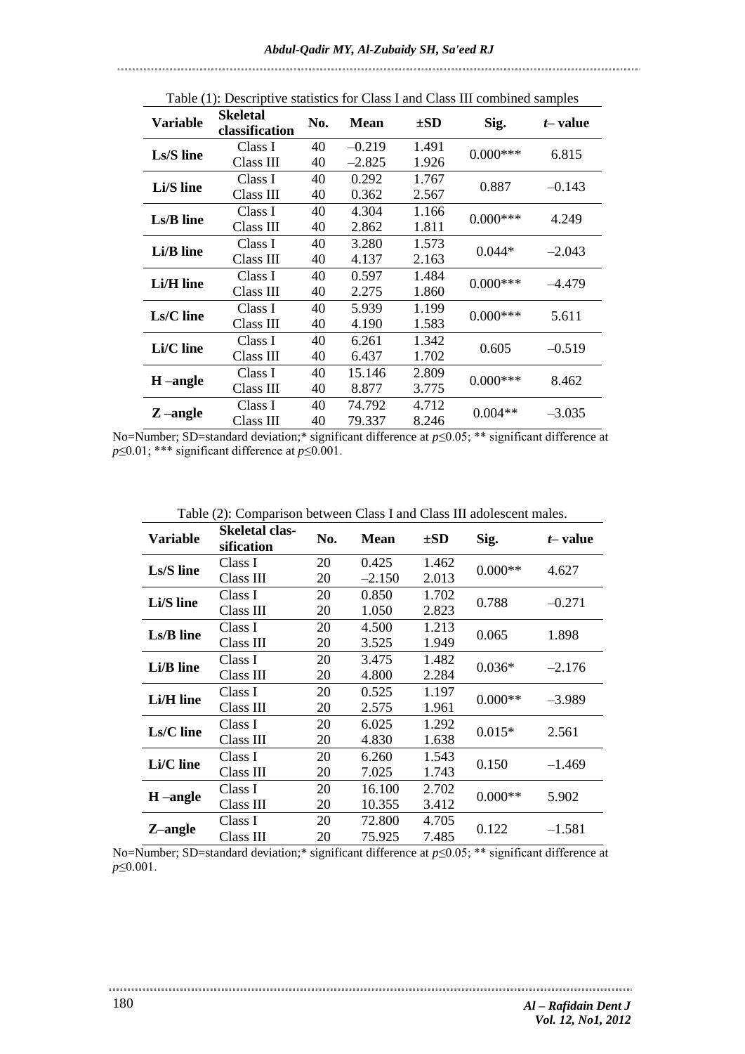Table (1): Descriptive statistics for Class I and Class III combined samples

| Variable | Skeletal classification | No. | Mean | ±SD | Sig. | *t*– value |
|---|---|---|---|---|---|---|
| **Ls/S line** | Class I | 40 | –0.219 | 1.491 | 0.000*** | 6.815 |
| | Class III | 40 | –2.825 | 1.926 | | |
| **Li/S line** | Class I | 40 | 0.292 | 1.767 | 0.887 | –0.143 |
| | Class III | 40 | 0.362 | 2.567 | | |
| **Ls/B line** | Class I | 40 | 4.304 | 1.166 | 0.000*** | 4.249 |
| | Class III | 40 | 2.862 | 1.811 | | |
| **Li/B line** | Class I | 40 | 3.280 | 1.573 | 0.044* | –2.043 |
| | Class III | 40 | 4.137 | 2.163 | | |
| **Li/H line** | Class I | 40 | 0.597 | 1.484 | 0.000*** | –4.479 |
| | Class III | 40 | 2.275 | 1.860 | | |
| **Ls/C line** | Class I | 40 | 5.939 | 1.199 | 0.000*** | 5.611 |
| | Class III | 40 | 4.190 | 1.583 | | |
| **Li/C line** | Class I | 40 | 6.261 | 1.342 | 0.605 | –0.519 |
| | Class III | 40 | 6.437 | 1.702 | | |
| **H –angle** | Class I | 40 | 15.146 | 2.809 | 0.000*** | 8.462 |
| | Class III | 40 | 8.877 | 3.775 | | |
| **Z –angle** | Class I | 40 | 74.792 | 4.712 | 0.004** | –3.035 |
| | Class III | 40 | 79.337 | 8.246 | | |

No=Number; SD=standard deviation;* significant difference at $p\leq0.05$; ** significant difference at $p\leq0.01$; *** significant difference at $p\leq0.001$.

Table (2): Comparison between Class I and Class III adolescent males.

| Variable | Skeletal classification | No. | Mean | ±SD | Sig. | *t*– value |
|---|---|---|---|---|---|---|
| **Ls/S line** | Class I | 20 | 0.425 | 1.462 | 0.000** | 4.627 |
| | Class III | 20 | –2.150 | 2.013 | | |
| **Li/S line** | Class I | 20 | 0.850 | 1.702 | 0.788 | –0.271 |
| | Class III | 20 | 1.050 | 2.823 | | |
| **Ls/B line** | Class I | 20 | 4.500 | 1.213 | 0.065 | 1.898 |
| | Class III | 20 | 3.525 | 1.949 | | |
| **Li/B line** | Class I | 20 | 3.475 | 1.482 | 0.036* | –2.176 |
| | Class III | 20 | 4.800 | 2.284 | | |
| **Li/H line** | Class I | 20 | 0.525 | 1.197 | 0.000** | –3.989 |
| | Class III | 20 | 2.575 | 1.961 | | |
| **Ls/C line** | Class I | 20 | 6.025 | 1.292 | 0.015* | 2.561 |
| | Class III | 20 | 4.830 | 1.638 | | |
| **Li/C line** | Class I | 20 | 6.260 | 1.543 | 0.150 | –1.469 |
| | Class III | 20 | 7.025 | 1.743 | | |
| **H –angle** | Class I | 20 | 16.100 | 2.702 | 0.000** | 5.902 |
| | Class III | 20 | 10.355 | 3.412 | | |
| **Z–angle** | Class I | 20 | 72.800 | 4.705 | 0.122 | –1.581 |
| | Class III | 20 | 75.925 | 7.485 | | |

No=Number; SD=standard deviation;* significant difference at $p\leq0.05$; ** significant difference at $p\leq0.001$.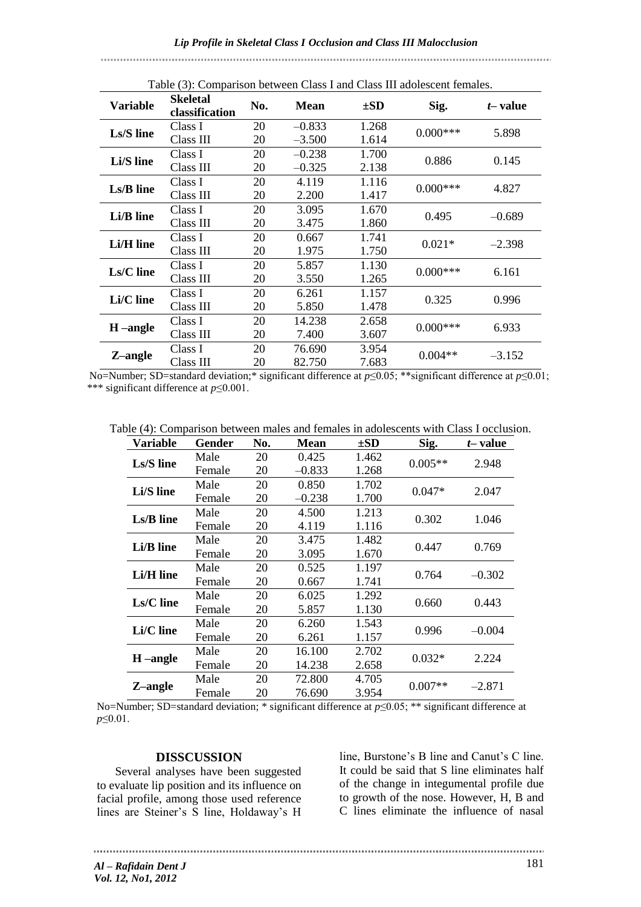Table (3): Comparison between Class I and Class III adolescent females.

| Variable | Skeletal classification | No. | Mean | ±SD | Sig. | t– value |
|---|---|---|---|---|---|---|
| Ls/S line | Class I | 20 | –0.833 | 1.268 | 0.000*** | 5.898 |
| | Class III | 20 | –3.500 | 1.614 | | |
| Li/S line | Class I | 20 | –0.238 | 1.700 | 0.886 | 0.145 |
| | Class III | 20 | –0.325 | 2.138 | | |
| Ls/B line | Class I | 20 | 4.119 | 1.116 | 0.000*** | 4.827 |
| | Class III | 20 | 2.200 | 1.417 | | |
| Li/B line | Class I | 20 | 3.095 | 1.670 | 0.495 | –0.689 |
| | Class III | 20 | 3.475 | 1.860 | | |
| Li/H line | Class I | 20 | 0.667 | 1.741 | 0.021* | –2.398 |
| | Class III | 20 | 1.975 | 1.750 | | |
| Ls/C line | Class I | 20 | 5.857 | 1.130 | 0.000*** | 6.161 |
| | Class III | 20 | 3.550 | 1.265 | | |
| Li/C line | Class I | 20 | 6.261 | 1.157 | 0.325 | 0.996 |
| | Class III | 20 | 5.850 | 1.478 | | |
| H –angle | Class I | 20 | 14.238 | 2.658 | 0.000*** | 6.933 |
| | Class III | 20 | 7.400 | 3.607 | | |
| Z–angle | Class I | 20 | 76.690 | 3.954 | 0.004** | –3.152 |
| | Class III | 20 | 82.750 | 7.683 | | |

No=Number; SD=standard deviation;* significant difference at $p\leq0.05$; **significant difference at $p\leq0.01$; *** significant difference at $p\leq0.001$.

Table (4): Comparison between males and females in adolescents with Class I occlusion.

| Variable | Gender | No. | Mean | ±SD | Sig. | t– value |
|---|---|---|---|---|---|---|
| Ls/S line | Male | 20 | 0.425 | 1.462 | 0.005** | 2.948 |
| | Female | 20 | –0.833 | 1.268 | | |
| Li/S line | Male | 20 | 0.850 | 1.702 | 0.047* | 2.047 |
| | Female | 20 | –0.238 | 1.700 | | |
| Ls/B line | Male | 20 | 4.500 | 1.213 | 0.302 | 1.046 |
| | Female | 20 | 4.119 | 1.116 | | |
| Li/B line | Male | 20 | 3.475 | 1.482 | 0.447 | 0.769 |
| | Female | 20 | 3.095 | 1.670 | | |
| Li/H line | Male | 20 | 0.525 | 1.197 | 0.764 | –0.302 |
| | Female | 20 | 0.667 | 1.741 | | |
| Ls/C line | Male | 20 | 6.025 | 1.292 | 0.660 | 0.443 |
| | Female | 20 | 5.857 | 1.130 | | |
| Li/C line | Male | 20 | 6.260 | 1.543 | 0.996 | –0.004 |
| | Female | 20 | 6.261 | 1.157 | | |
| H –angle | Male | 20 | 16.100 | 2.702 | 0.032* | 2.224 |
| | Female | 20 | 14.238 | 2.658 | | |
| Z–angle | Male | 20 | 72.800 | 4.705 | 0.007** | –2.871 |
| | Female | 20 | 76.690 | 3.954 | | |

No=Number; SD=standard deviation; * significant difference at $p\leq0.05$; ** significant difference at $p\leq0.01$.

## DISSCUSSION

Several analyses have been suggested to evaluate lip position and its influence on facial profile, among those used reference lines are Steiner's S line, Holdaway's H line, Burstone's B line and Canut's C line. It could be said that S line eliminates half of the change in integumental profile due to growth of the nose. However, H, B and C lines eliminate the influence of nasal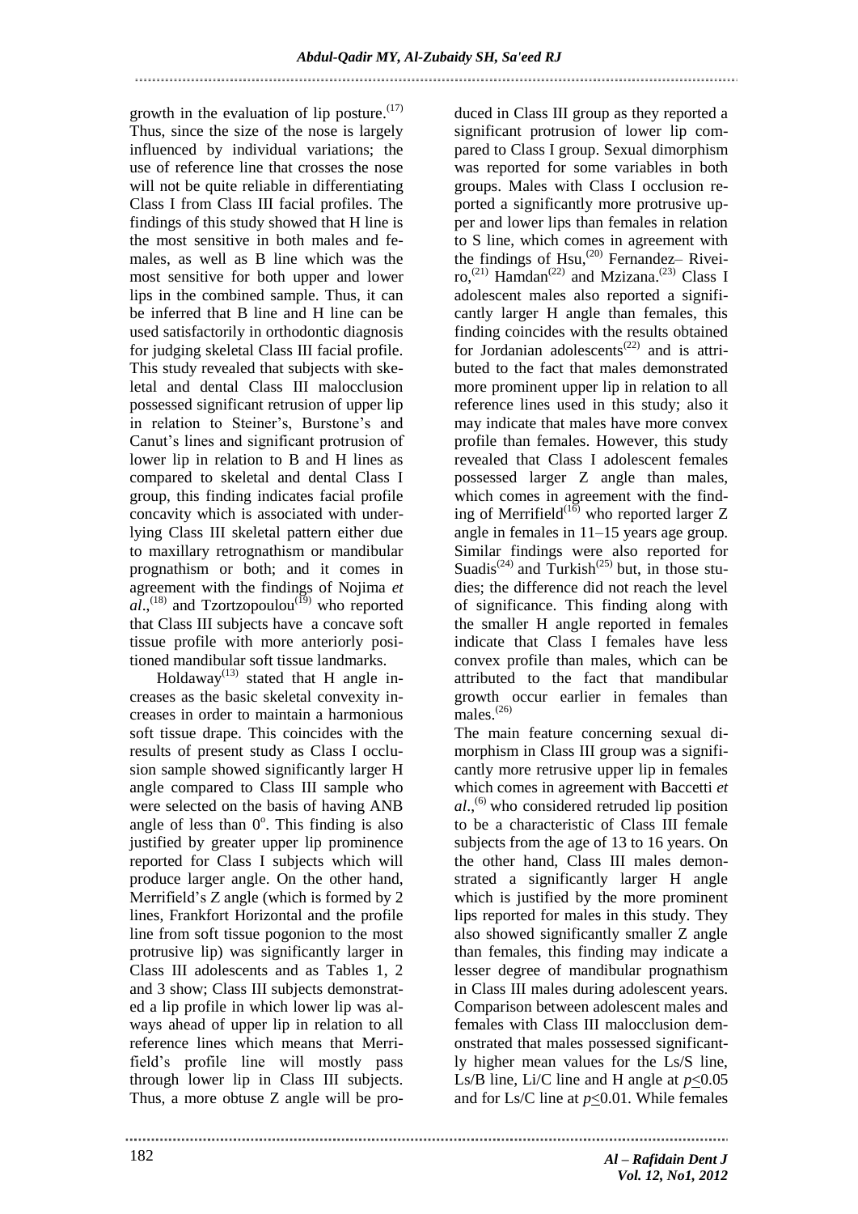growth in the evaluation of lip posture.[17] Thus, since the size of the nose is largely influenced by individual variations; the use of reference line that crosses the nose will not be quite reliable in differentiating Class I from Class III facial profiles. The findings of this study showed that H line is the most sensitive in both males and females, as well as B line which was the most sensitive for both upper and lower lips in the combined sample. Thus, it can be inferred that B line and H line can be used satisfactorily in orthodontic diagnosis for judging skeletal Class III facial profile. This study revealed that subjects with skeletal and dental Class III malocclusion possessed significant retrusion of upper lip in relation to Steiner's, Burstone's and Canut's lines and significant protrusion of lower lip in relation to B and H lines as compared to skeletal and dental Class I group, this finding indicates facial profile concavity which is associated with underlying Class III skeletal pattern either due to maxillary retrognathism or mandibular prognathism or both; and it comes in agreement with the findings of Nojima *et al*.,[18] and Tzortzopoulou[19] who reported that Class III subjects have a concave soft tissue profile with more anteriorly positioned mandibular soft tissue landmarks.

Holdaway[13] stated that H angle increases as the basic skeletal convexity increases in order to maintain a harmonious soft tissue drape. This coincides with the results of present study as Class I occlusion sample showed significantly larger H angle compared to Class III sample who were selected on the basis of having ANB angle of less than $0^{o}$. This finding is also justified by greater upper lip prominence reported for Class I subjects which will produce larger angle. On the other hand, Merrifield's Z angle (which is formed by 2 lines, Frankfort Horizontal and the profile line from soft tissue pogonion to the most protrusive lip) was significantly larger in Class III adolescents and as Tables 1, 2 and 3 show; Class III subjects demonstrated a lip profile in which lower lip was always ahead of upper lip in relation to all reference lines which means that Merrifield's profile line will mostly pass through lower lip in Class III subjects. Thus, a more obtuse Z angle will be produced in Class III group as they reported a significant protrusion of lower lip compared to Class I group. Sexual dimorphism was reported for some variables in both groups. Males with Class I occlusion reported a significantly more protrusive upper and lower lips than females in relation to S line, which comes in agreement with the findings of Hsu,[20] Fernandez– Riveiro,[21] Hamdan[22] and Mzizana.[23] Class I adolescent males also reported a significantly larger H angle than females, this finding coincides with the results obtained for Jordanian adolescents[22] and is attributed to the fact that males demonstrated more prominent upper lip in relation to all reference lines used in this study; also it may indicate that males have more convex profile than females. However, this study revealed that Class I adolescent females possessed larger Z angle than males, which comes in agreement with the finding of Merrifield[16] who reported larger Z angle in females in 11–15 years age group. Similar findings were also reported for Suadis[24] and Turkish[25] but, in those studies; the difference did not reach the level of significance. This finding along with the smaller H angle reported in females indicate that Class I females have less convex profile than males, which can be attributed to the fact that mandibular growth occur earlier in females than males.[26]

The main feature concerning sexual dimorphism in Class III group was a significantly more retrusive upper lip in females which comes in agreement with Baccetti *et al*.,[6] who considered retruded lip position to be a characteristic of Class III female subjects from the age of 13 to 16 years. On the other hand, Class III males demonstrated a significantly larger H angle which is justified by the more prominent lips reported for males in this study. They also showed significantly smaller Z angle than females, this finding may indicate a lesser degree of mandibular prognathism in Class III males during adolescent years. Comparison between adolescent males and females with Class III malocclusion demonstrated that males possessed significantly higher mean values for the Ls/S line, Ls/B line, Li/C line and H angle at $p \leq 0.05$ and for Ls/C line at $p \leq 0.01$. While females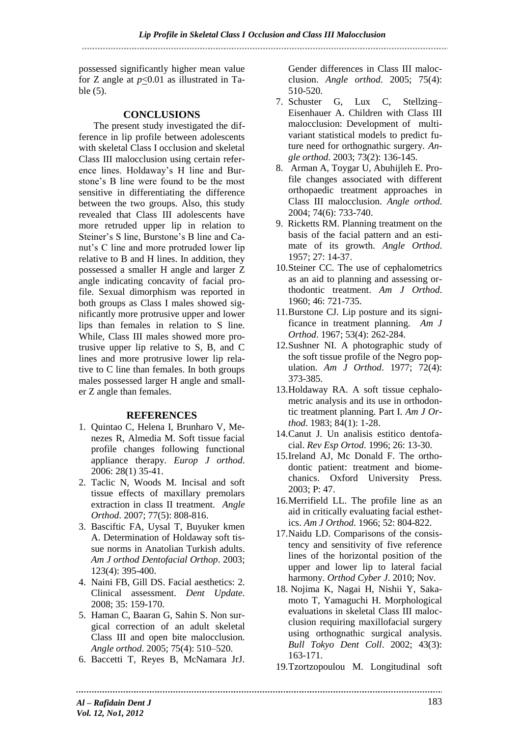possessed significantly higher mean value for Z angle at $p \leq 0.01$ as illustrated in Table (5).

## CONCLUSIONS

The present study investigated the difference in lip profile between adolescents with skeletal Class I occlusion and skeletal Class III malocclusion using certain reference lines. Holdaway's H line and Burstone's B line were found to be the most sensitive in differentiating the difference between the two groups. Also, this study revealed that Class III adolescents have more retruded upper lip in relation to Steiner's S line, Burstone's B line and Canut's C line and more protruded lower lip relative to B and H lines. In addition, they possessed a smaller H angle and larger Z angle indicating concavity of facial profile. Sexual dimorphism was reported in both groups as Class I males showed significantly more protrusive upper and lower lips than females in relation to S line. While, Class III males showed more protrusive upper lip relative to S, B, and C lines and more protrusive lower lip relative to C line than females. In both groups males possessed larger H angle and smaller Z angle than females.

## REFERENCES

1. Quintao C, Helena I, Brunharo V, Menezes R, Almedia M. Soft tissue facial profile changes following functional appliance therapy. *Europ J orthod*. 2006: 28(1) 35-41.
2. Taclic N, Woods M. Incisal and soft tissue effects of maxillary premolars extraction in class II treatment. *Angle Orthod*. 2007; 77(5): 808-816.
3. Basciftic FA, Uysal T, Buyuker kmen A. Determination of Holdaway soft tissue norms in Anatolian Turkish adults. *Am J orthod Dentofacial Orthop*. 2003; 123(4): 395-400.
4. Naini FB, Gill DS. Facial aesthetics: 2. Clinical assessment. *Dent Update*. 2008; 35: 159-170.
5. Haman C, Baaran G, Sahin S. Non surgical correction of an adult skeletal Class III and open bite malocclusion. *Angle orthod*. 2005; 75(4): 510–520.
6. Baccetti T, Reyes B, McNamara JrJ. Gender differences in Class III malocclusion. *Angle orthod*. 2005; 75(4): 510-520.
7. Schuster G, Lux C, Stellzing–Eisenhauer A. Children with Class III malocclusion: Development of multivariant statistical models to predict future need for orthognathic surgery. *Angle orthod*. 2003; 73(2): 136-145.
8. Arman A, Toygar U, Abuhijleh E. Profile changes associated with different orthopaedic treatment approaches in Class III malocclusion. *Angle orthod*. 2004; 74(6): 733-740.
9. Ricketts RM. Planning treatment on the basis of the facial pattern and an estimate of its growth. *Angle Orthod*. 1957; 27: 14-37.
10. Steiner CC. The use of cephalometrics as an aid to planning and assessing orthodontic treatment. *Am J Orthod*. 1960; 46: 721-735.
11. Burstone CJ. Lip posture and its significance in treatment planning. *Am J Orthod*. 1967; 53(4): 262-284.
12. Sushner NI. A photographic study of the soft tissue profile of the Negro population. *Am J Orthod*. 1977; 72(4): 373-385.
13. Holdaway RA. A soft tissue cephalometric analysis and its use in orthodontic treatment planning. Part I. *Am J Orthod*. 1983; 84(1): 1-28.
14. Canut J. Un analisis estitico dentofacial. *Rev Esp Ortod*. 1996; 26: 13-30.
15. Ireland AJ, Mc Donald F. The orthodontic patient: treatment and biomechanics. Oxford University Press. 2003; P: 47.
16. Merrifield LL. The profile line as an aid in critically evaluating facial esthetics. *Am J Orthod*. 1966; 52: 804-822.
17. Naidu LD. Comparisons of the consistency and sensitivity of five reference lines of the horizontal position of the upper and lower lip to lateral facial harmony. *Orthod Cyber J*. 2010; Nov.
18. Nojima K, Nagai H, Nishii Y, Sakamoto T, Yamaguchi H. Morphological evaluations in skeletal Class III malocclusion requiring maxillofacial surgery using orthognathic surgical analysis. *Bull Tokyo Dent Coll*. 2002; 43(3): 163-171.
19. Tzortzopoulou M. Longitudinal soft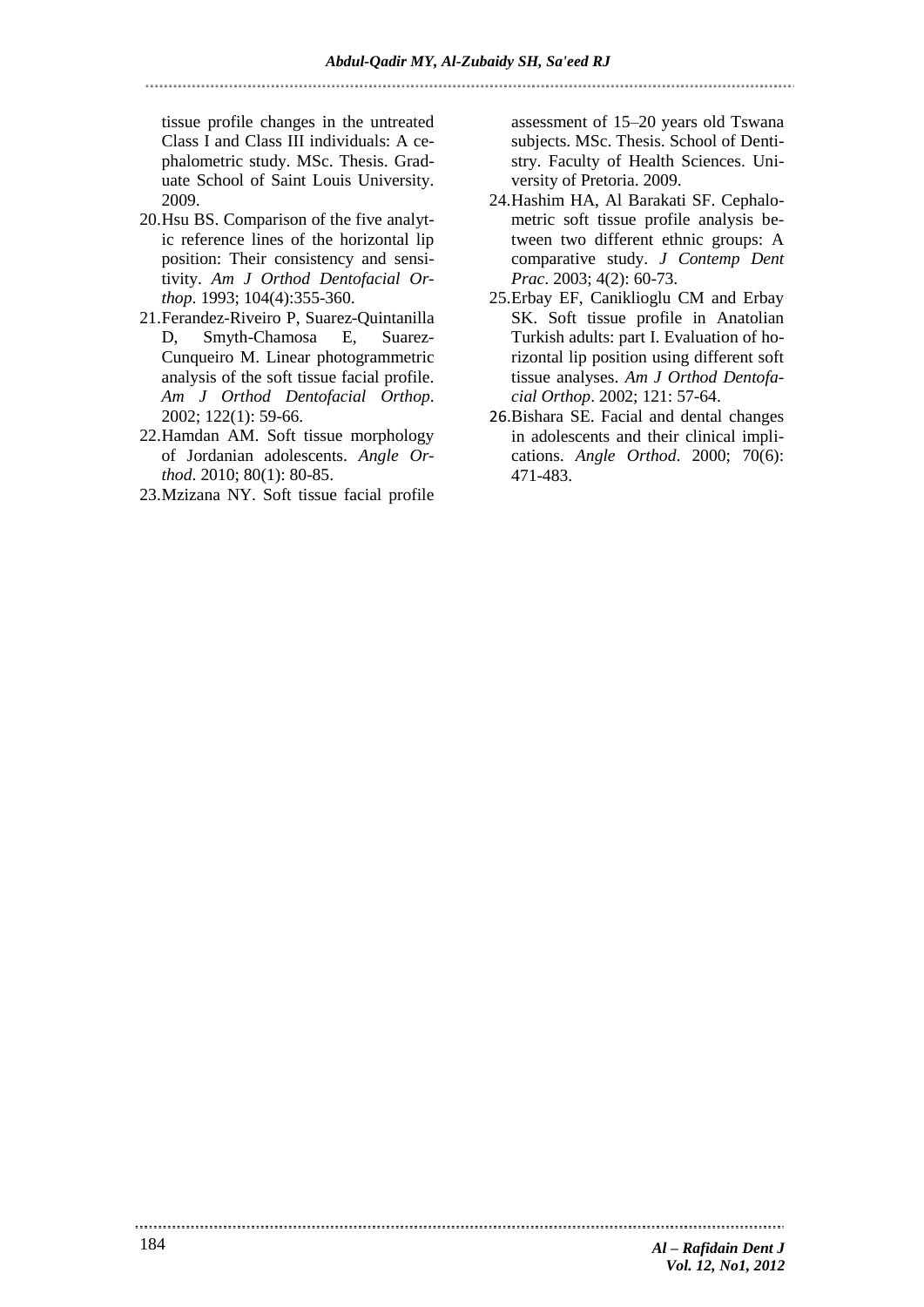tissue profile changes in the untreated Class I and Class III individuals: A cephalometric study. MSc. Thesis. Graduate School of Saint Louis University. 2009.

20. Hsu BS. Comparison of the five analytic reference lines of the horizontal lip position: Their consistency and sensitivity. *Am J Orthod Dentofacial Orthop*. 1993; 104(4):355-360.
21. Ferandez-Riveiro P, Suarez-Quintanilla D, Smyth-Chamosa E, Suarez-Cunqueiro M. Linear photogrammetric analysis of the soft tissue facial profile. *Am J Orthod Dentofacial Orthop*. 2002; 122(1): 59-66.
22. Hamdan AM. Soft tissue morphology of Jordanian adolescents. *Angle Orthod*. 2010; 80(1): 80-85.
23. Mzizana NY. Soft tissue facial profile assessment of 15–20 years old Tswana subjects. MSc. Thesis. School of Dentistry. Faculty of Health Sciences. University of Pretoria. 2009.
24. Hashim HA, Al Barakati SF. Cephalometric soft tissue profile analysis between two different ethnic groups: A comparative study. *J Contemp Dent Prac*. 2003; 4(2): 60-73.
25. Erbay EF, Caniklioglu CM and Erbay SK. Soft tissue profile in Anatolian Turkish adults: part I. Evaluation of horizontal lip position using different soft tissue analyses. *Am J Orthod Dentofacial Orthop*. 2002; 121: 57-64.
26. Bishara SE. Facial and dental changes in adolescents and their clinical implications. *Angle Orthod*. 2000; 70(6): 471-483.